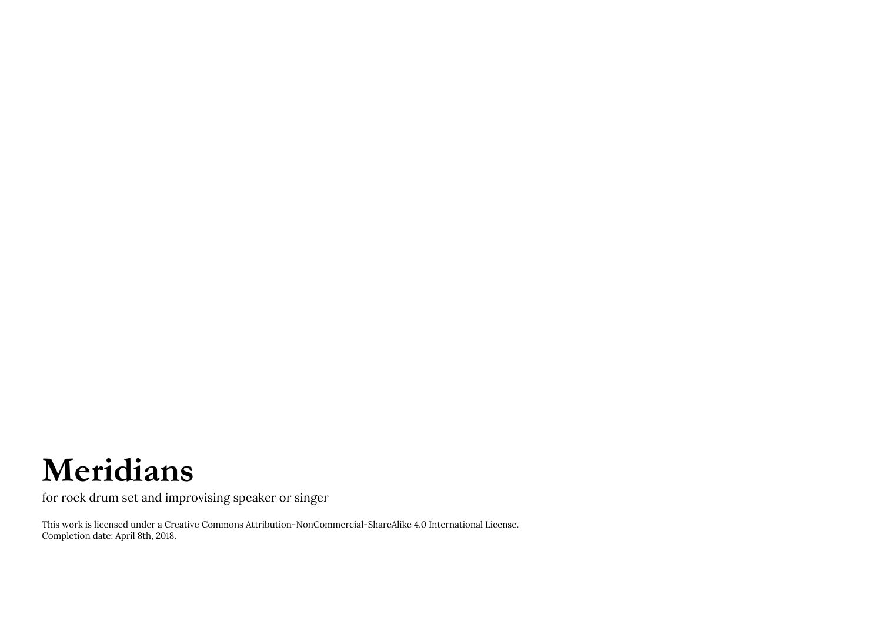# Meridians

for rock drum set and improvising speaker or singer

This work is licensed under a Creative Commons Attribution-NonCommercial-ShareAlike 4.0 International License.
Completion date: April 8th, 2018.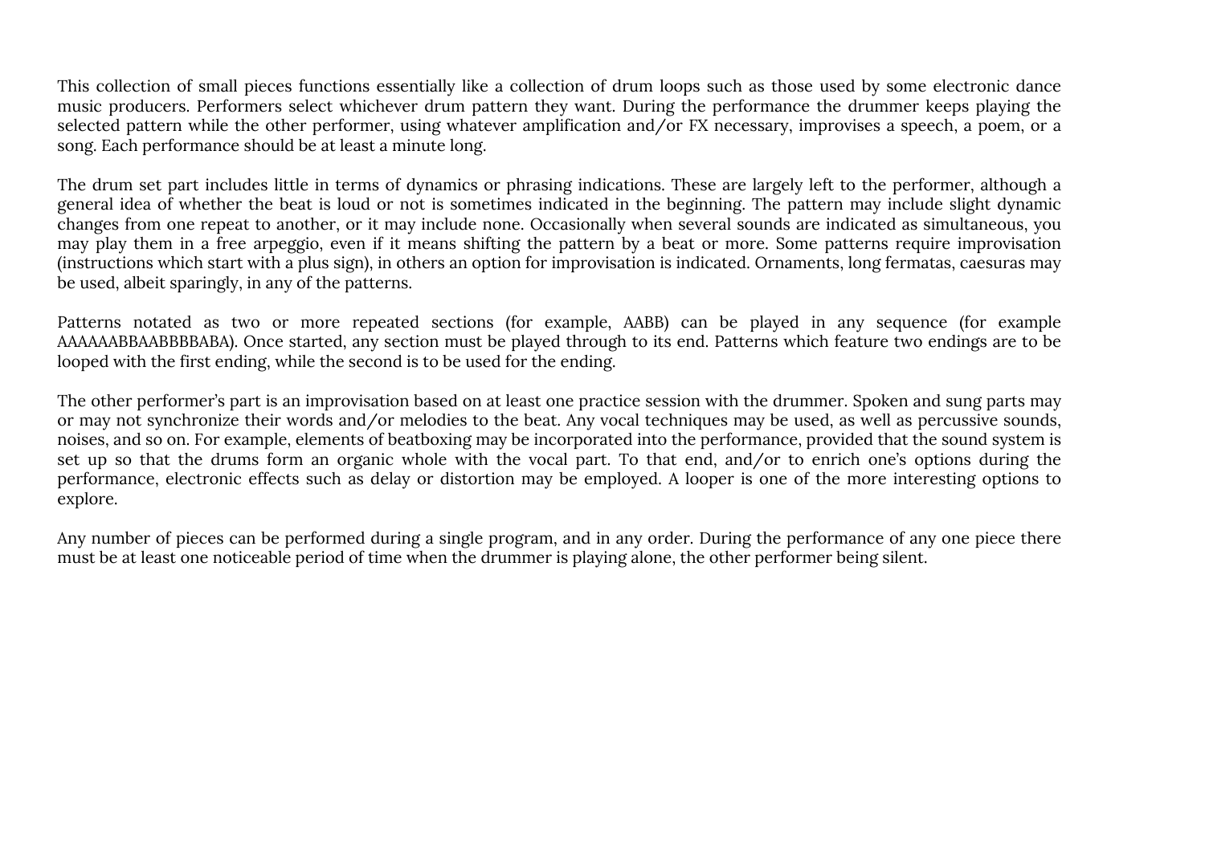This collection of small pieces functions essentially like a collection of drum loops such as those used by some electronic dance music producers. Performers select whichever drum pattern they want. During the performance the drummer keeps playing the selected pattern while the other performer, using whatever amplification and/or FX necessary, improvises a speech, a poem, or a song. Each performance should be at least a minute long.

The drum set part includes little in terms of dynamics or phrasing indications. These are largely left to the performer, although a general idea of whether the beat is loud or not is sometimes indicated in the beginning. The pattern may include slight dynamic changes from one repeat to another, or it may include none. Occasionally when several sounds are indicated as simultaneous, you may play them in a free arpeggio, even if it means shifting the pattern by a beat or more. Some patterns require improvisation (instructions which start with a plus sign), in others an option for improvisation is indicated. Ornaments, long fermatas, caesuras may be used, albeit sparingly, in any of the patterns.

Patterns notated as two or more repeated sections (for example, AABB) can be played in any sequence (for example AAAAAABBAABBBBABA). Once started, any section must be played through to its end. Patterns which feature two endings are to be looped with the first ending, while the second is to be used for the ending.

The other performer's part is an improvisation based on at least one practice session with the drummer. Spoken and sung parts may or may not synchronize their words and/or melodies to the beat. Any vocal techniques may be used, as well as percussive sounds, noises, and so on. For example, elements of beatboxing may be incorporated into the performance, provided that the sound system is set up so that the drums form an organic whole with the vocal part. To that end, and/or to enrich one's options during the performance, electronic effects such as delay or distortion may be employed. A looper is one of the more interesting options to explore.

Any number of pieces can be performed during a single program, and in any order. During the performance of any one piece there must be at least one noticeable period of time when the drummer is playing alone, the other performer being silent.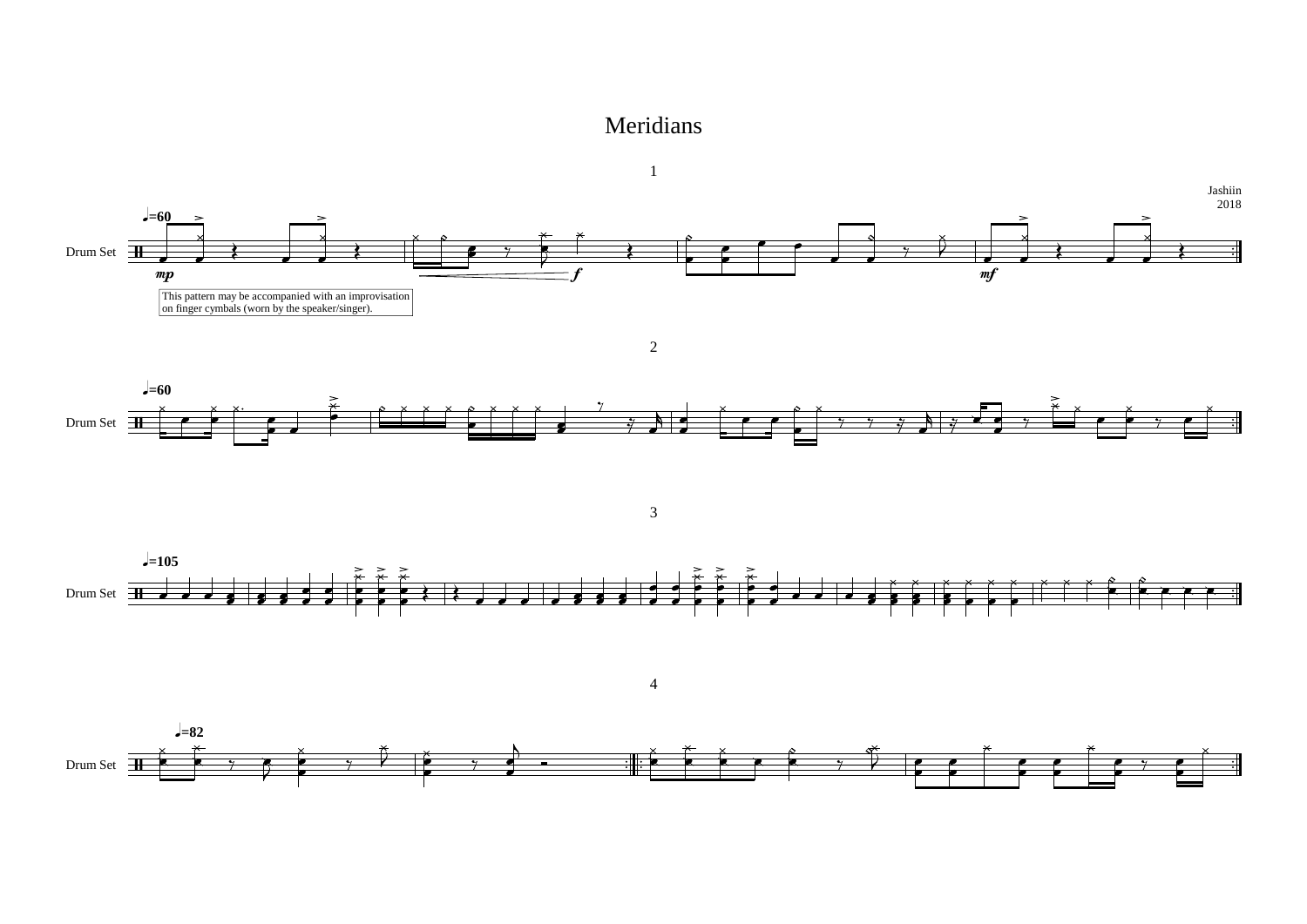# Meridians

Jashiin
2018

1

♩=60

Drum Set

*mp*

This pattern may be accompanied with an improvisation on finger cymbals (worn by the speaker/singer).

*f*

*mf*

2

♩=60

Drum Set

3

♩=105

Drum Set

4

♩=82

Drum Set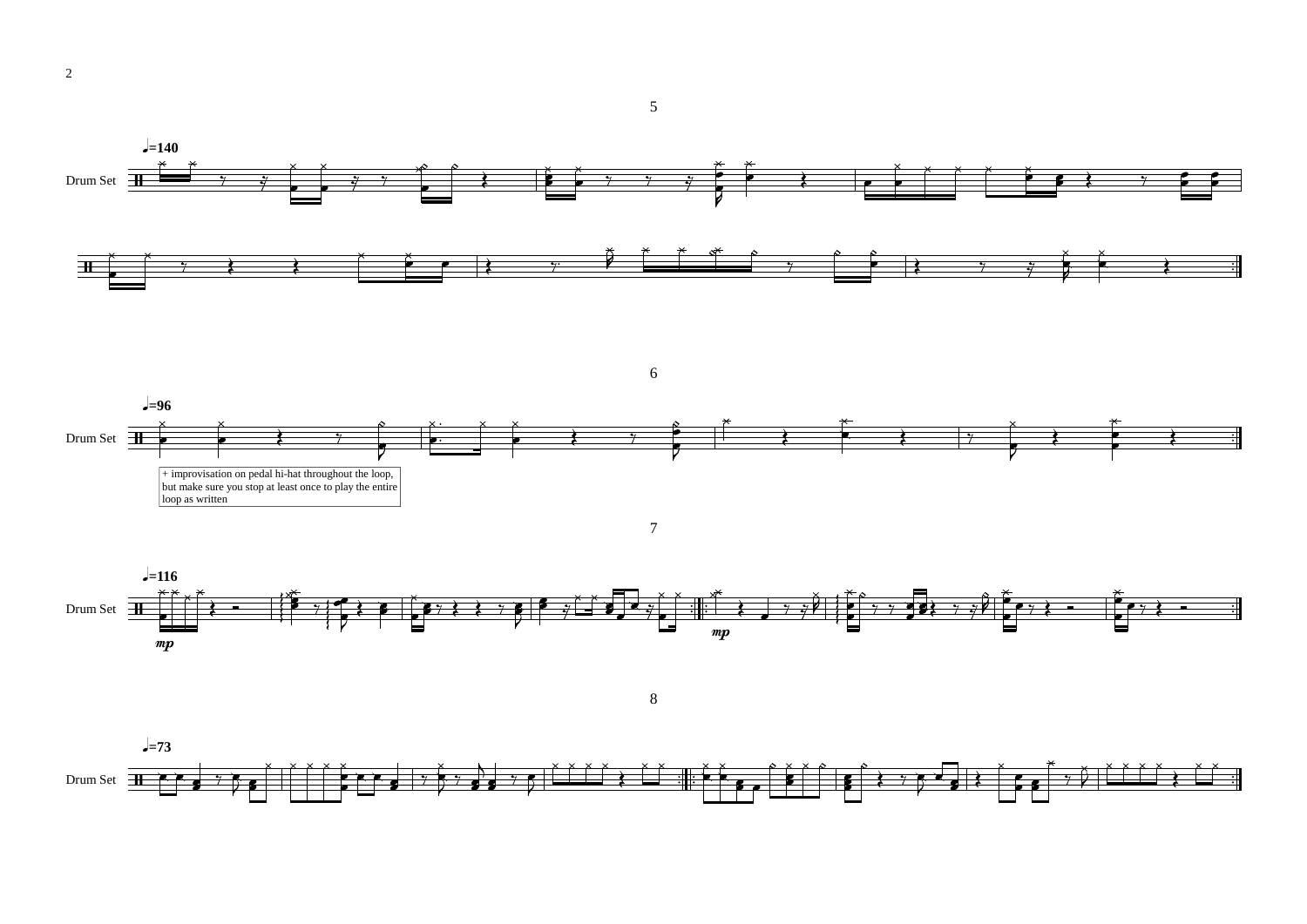5

♩=140

Drum Set

6

♩=96

Drum Set

+ improvisation on pedal hi-hat throughout the loop, but make sure you stop at least once to play the entire loop as written

7

♩=116

Drum Set

*mp*

*mp*

8

♩=73

Drum Set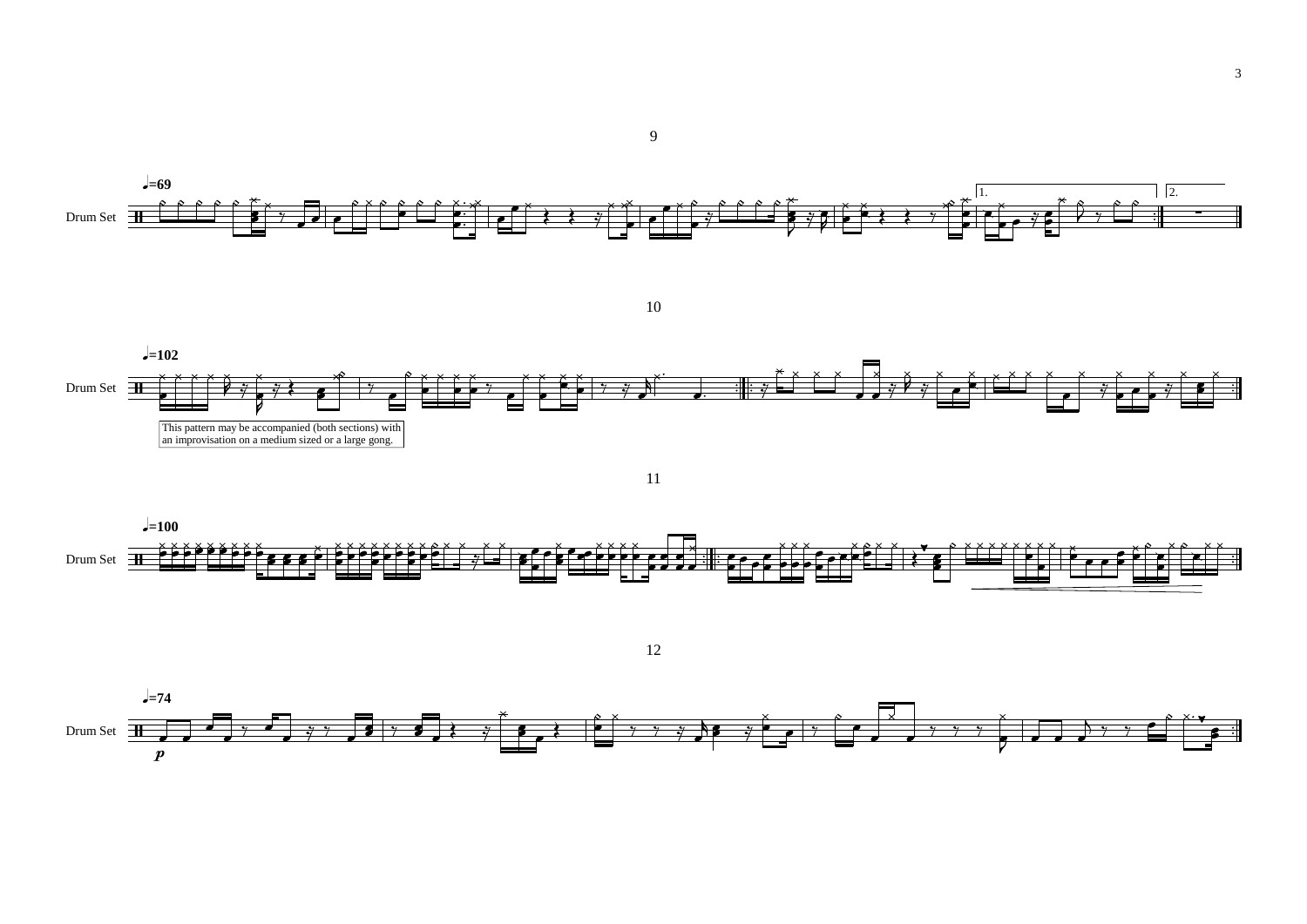9

♩=69

Drum Set

1. 2.

10

♩=102

Drum Set

This pattern may be accompanied (both sections) with an improvisation on a medium sized or a large gong.

11

♩=100

Drum Set

12

♩=74

Drum Set

*p*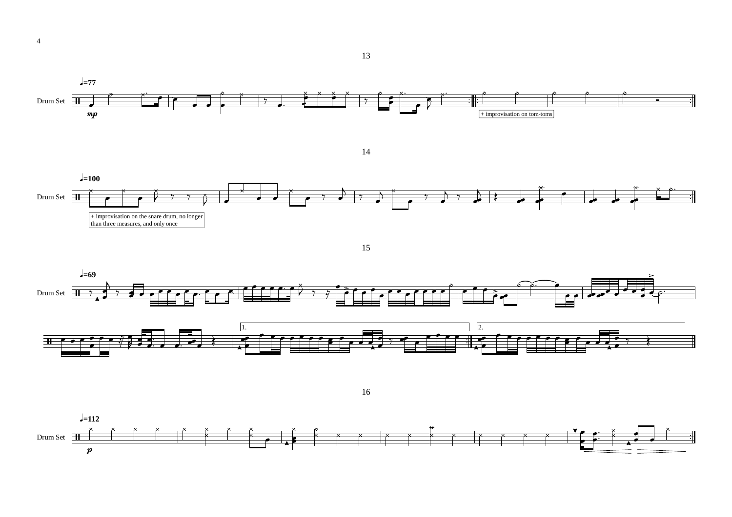13

♩=77

Drum Set

*mp*

+ improvisation on tom-toms

14

♩=100

Drum Set

+ improvisation on the snare drum, no longer than three measures, and only once

15

♩=69

Drum Set

1.

2.

16

♩=112

Drum Set

*p*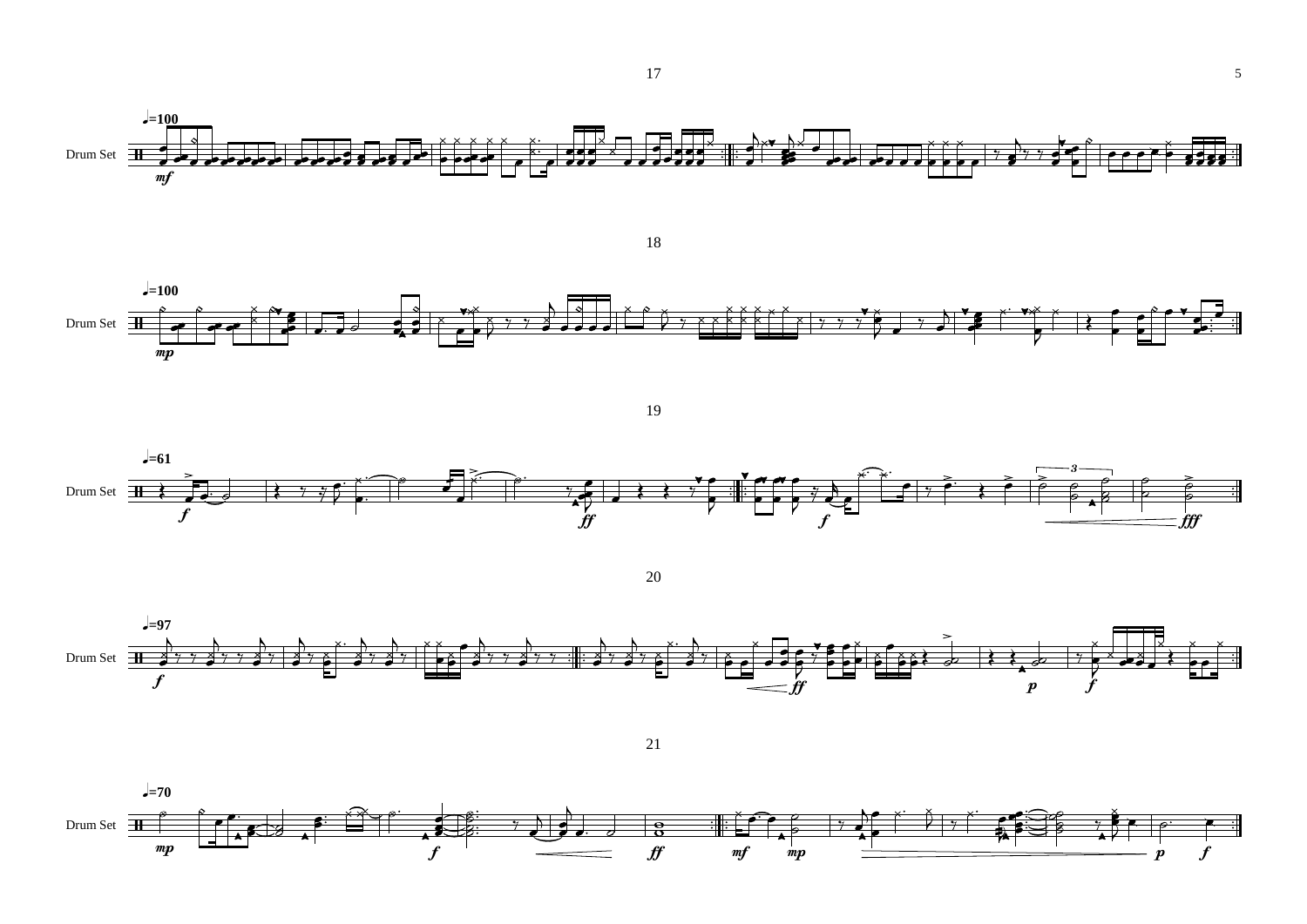17

♩=100

Drum Set

*mf*

18

♩=100

Drum Set

*mp*

19

♩=61

Drum Set

*f* *ff* *f* *fff*

20

♩=97

Drum Set

*f* *ff* *p* *f*

21

♩=70

Drum Set

*mp* *f* *ff* *mf* *mp* *p* *f*